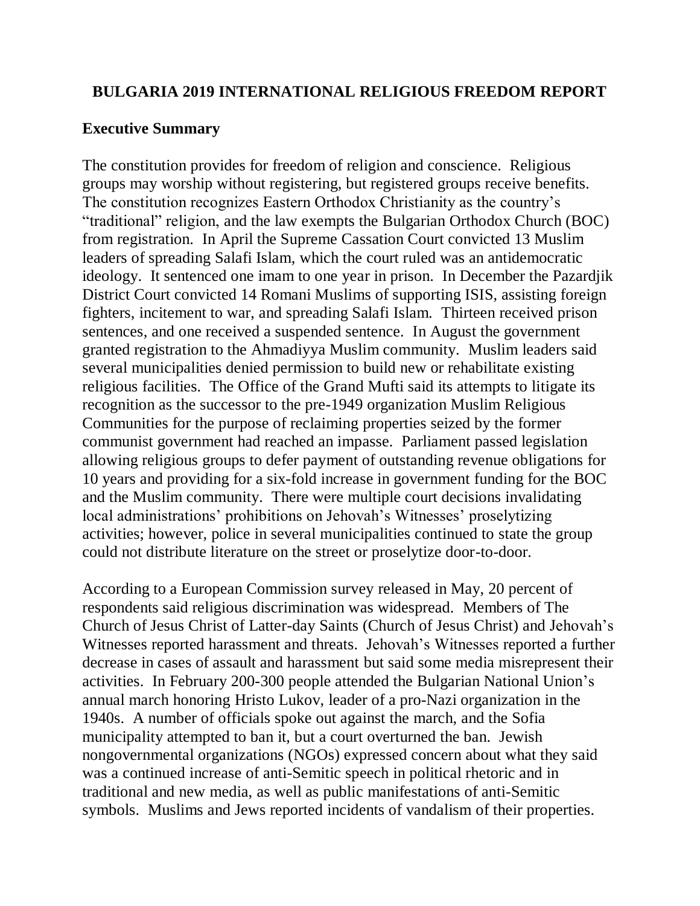# BULGARIA 2019 INTERNATIONAL RELIGIOUS FREEDOM REPORT

## Executive Summary

The constitution provides for freedom of religion and conscience. Religious groups may worship without registering, but registered groups receive benefits. The constitution recognizes Eastern Orthodox Christianity as the country's "traditional" religion, and the law exempts the Bulgarian Orthodox Church (BOC) from registration. In April the Supreme Cassation Court convicted 13 Muslim leaders of spreading Salafi Islam, which the court ruled was an antidemocratic ideology. It sentenced one imam to one year in prison. In December the Pazardjik District Court convicted 14 Romani Muslims of supporting ISIS, assisting foreign fighters, incitement to war, and spreading Salafi Islam. Thirteen received prison sentences, and one received a suspended sentence. In August the government granted registration to the Ahmadiyya Muslim community. Muslim leaders said several municipalities denied permission to build new or rehabilitate existing religious facilities. The Office of the Grand Mufti said its attempts to litigate its recognition as the successor to the pre-1949 organization Muslim Religious Communities for the purpose of reclaiming properties seized by the former communist government had reached an impasse. Parliament passed legislation allowing religious groups to defer payment of outstanding revenue obligations for 10 years and providing for a six-fold increase in government funding for the BOC and the Muslim community. There were multiple court decisions invalidating local administrations' prohibitions on Jehovah's Witnesses' proselytizing activities; however, police in several municipalities continued to state the group could not distribute literature on the street or proselytize door-to-door.

According to a European Commission survey released in May, 20 percent of respondents said religious discrimination was widespread. Members of The Church of Jesus Christ of Latter-day Saints (Church of Jesus Christ) and Jehovah's Witnesses reported harassment and threats. Jehovah's Witnesses reported a further decrease in cases of assault and harassment but said some media misrepresent their activities. In February 200-300 people attended the Bulgarian National Union's annual march honoring Hristo Lukov, leader of a pro-Nazi organization in the 1940s. A number of officials spoke out against the march, and the Sofia municipality attempted to ban it, but a court overturned the ban. Jewish nongovernmental organizations (NGOs) expressed concern about what they said was a continued increase of anti-Semitic speech in political rhetoric and in traditional and new media, as well as public manifestations of anti-Semitic symbols. Muslims and Jews reported incidents of vandalism of their properties.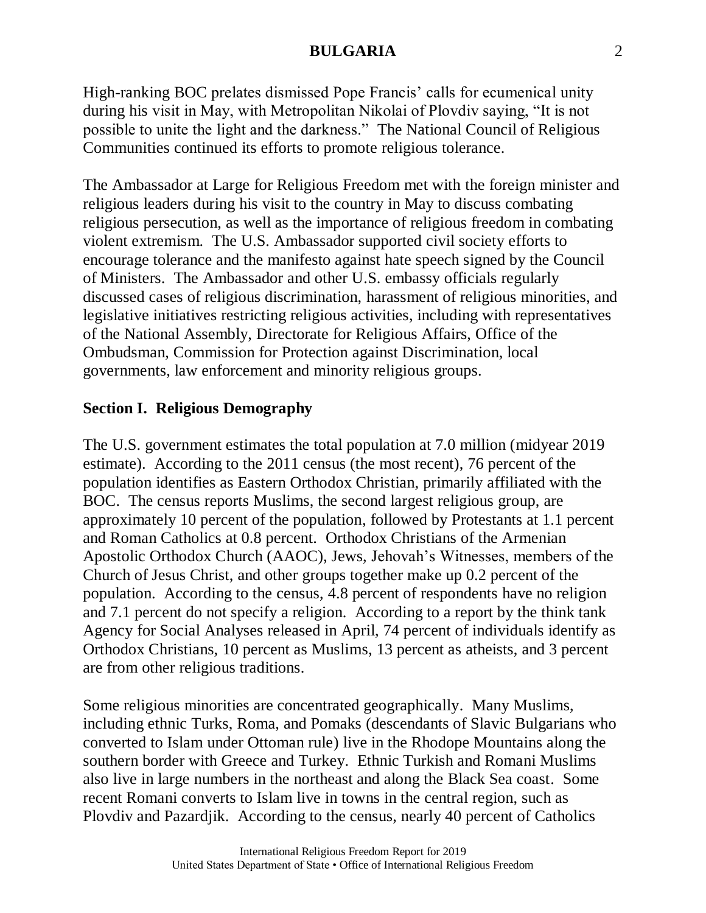High-ranking BOC prelates dismissed Pope Francis' calls for ecumenical unity during his visit in May, with Metropolitan Nikolai of Plovdiv saying, "It is not possible to unite the light and the darkness." The National Council of Religious Communities continued its efforts to promote religious tolerance.

The Ambassador at Large for Religious Freedom met with the foreign minister and religious leaders during his visit to the country in May to discuss combating religious persecution, as well as the importance of religious freedom in combating violent extremism. The U.S. Ambassador supported civil society efforts to encourage tolerance and the manifesto against hate speech signed by the Council of Ministers. The Ambassador and other U.S. embassy officials regularly discussed cases of religious discrimination, harassment of religious minorities, and legislative initiatives restricting religious activities, including with representatives of the National Assembly, Directorate for Religious Affairs, Office of the Ombudsman, Commission for Protection against Discrimination, local governments, law enforcement and minority religious groups.

## Section I. Religious Demography

The U.S. government estimates the total population at 7.0 million (midyear 2019 estimate). According to the 2011 census (the most recent), 76 percent of the population identifies as Eastern Orthodox Christian, primarily affiliated with the BOC. The census reports Muslims, the second largest religious group, are approximately 10 percent of the population, followed by Protestants at 1.1 percent and Roman Catholics at 0.8 percent. Orthodox Christians of the Armenian Apostolic Orthodox Church (AAOC), Jews, Jehovah's Witnesses, members of the Church of Jesus Christ, and other groups together make up 0.2 percent of the population. According to the census, 4.8 percent of respondents have no religion and 7.1 percent do not specify a religion. According to a report by the think tank Agency for Social Analyses released in April, 74 percent of individuals identify as Orthodox Christians, 10 percent as Muslims, 13 percent as atheists, and 3 percent are from other religious traditions.

Some religious minorities are concentrated geographically. Many Muslims, including ethnic Turks, Roma, and Pomaks (descendants of Slavic Bulgarians who converted to Islam under Ottoman rule) live in the Rhodope Mountains along the southern border with Greece and Turkey. Ethnic Turkish and Romani Muslims also live in large numbers in the northeast and along the Black Sea coast. Some recent Romani converts to Islam live in towns in the central region, such as Plovdiv and Pazardjik. According to the census, nearly 40 percent of Catholics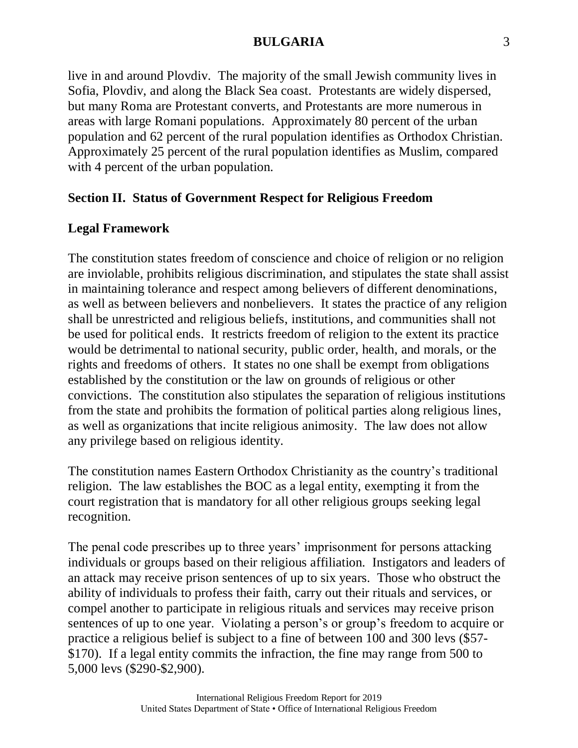live in and around Plovdiv. The majority of the small Jewish community lives in Sofia, Plovdiv, and along the Black Sea coast. Protestants are widely dispersed, but many Roma are Protestant converts, and Protestants are more numerous in areas with large Romani populations. Approximately 80 percent of the urban population and 62 percent of the rural population identifies as Orthodox Christian. Approximately 25 percent of the rural population identifies as Muslim, compared with 4 percent of the urban population.

## Section II. Status of Government Respect for Religious Freedom

### Legal Framework

The constitution states freedom of conscience and choice of religion or no religion are inviolable, prohibits religious discrimination, and stipulates the state shall assist in maintaining tolerance and respect among believers of different denominations, as well as between believers and nonbelievers. It states the practice of any religion shall be unrestricted and religious beliefs, institutions, and communities shall not be used for political ends. It restricts freedom of religion to the extent its practice would be detrimental to national security, public order, health, and morals, or the rights and freedoms of others. It states no one shall be exempt from obligations established by the constitution or the law on grounds of religious or other convictions. The constitution also stipulates the separation of religious institutions from the state and prohibits the formation of political parties along religious lines, as well as organizations that incite religious animosity. The law does not allow any privilege based on religious identity.

The constitution names Eastern Orthodox Christianity as the country's traditional religion. The law establishes the BOC as a legal entity, exempting it from the court registration that is mandatory for all other religious groups seeking legal recognition.

The penal code prescribes up to three years' imprisonment for persons attacking individuals or groups based on their religious affiliation. Instigators and leaders of an attack may receive prison sentences of up to six years. Those who obstruct the ability of individuals to profess their faith, carry out their rituals and services, or compel another to participate in religious rituals and services may receive prison sentences of up to one year. Violating a person's or group's freedom to acquire or practice a religious belief is subject to a fine of between 100 and 300 levs ($57-$170). If a legal entity commits the infraction, the fine may range from 500 to 5,000 levs ($290-$2,900).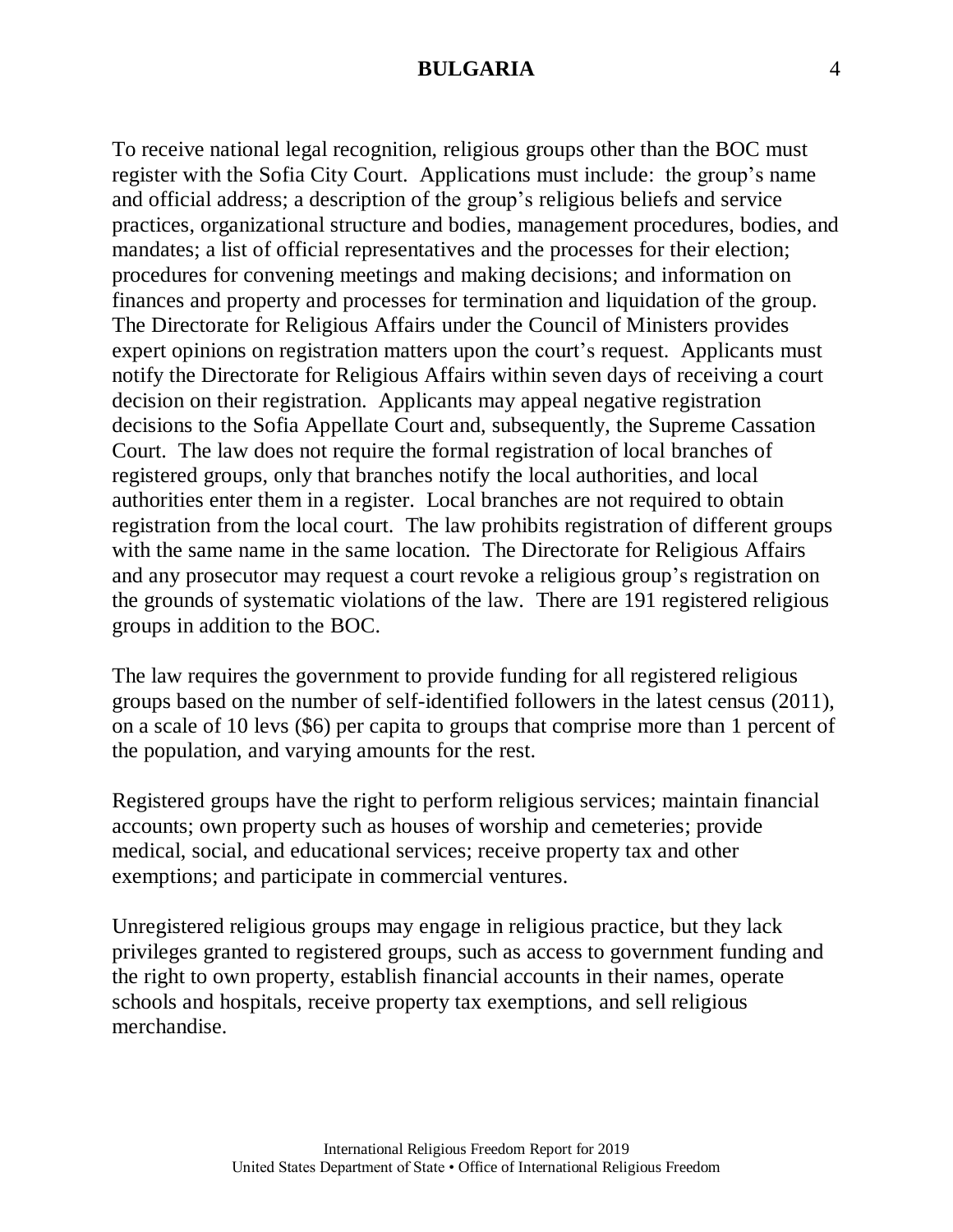To receive national legal recognition, religious groups other than the BOC must register with the Sofia City Court. Applications must include: the group's name and official address; a description of the group's religious beliefs and service practices, organizational structure and bodies, management procedures, bodies, and mandates; a list of official representatives and the processes for their election; procedures for convening meetings and making decisions; and information on finances and property and processes for termination and liquidation of the group. The Directorate for Religious Affairs under the Council of Ministers provides expert opinions on registration matters upon the court's request. Applicants must notify the Directorate for Religious Affairs within seven days of receiving a court decision on their registration. Applicants may appeal negative registration decisions to the Sofia Appellate Court and, subsequently, the Supreme Cassation Court. The law does not require the formal registration of local branches of registered groups, only that branches notify the local authorities, and local authorities enter them in a register. Local branches are not required to obtain registration from the local court. The law prohibits registration of different groups with the same name in the same location. The Directorate for Religious Affairs and any prosecutor may request a court revoke a religious group's registration on the grounds of systematic violations of the law. There are 191 registered religious groups in addition to the BOC.

The law requires the government to provide funding for all registered religious groups based on the number of self-identified followers in the latest census (2011), on a scale of 10 levs ($6) per capita to groups that comprise more than 1 percent of the population, and varying amounts for the rest.

Registered groups have the right to perform religious services; maintain financial accounts; own property such as houses of worship and cemeteries; provide medical, social, and educational services; receive property tax and other exemptions; and participate in commercial ventures.

Unregistered religious groups may engage in religious practice, but they lack privileges granted to registered groups, such as access to government funding and the right to own property, establish financial accounts in their names, operate schools and hospitals, receive property tax exemptions, and sell religious merchandise.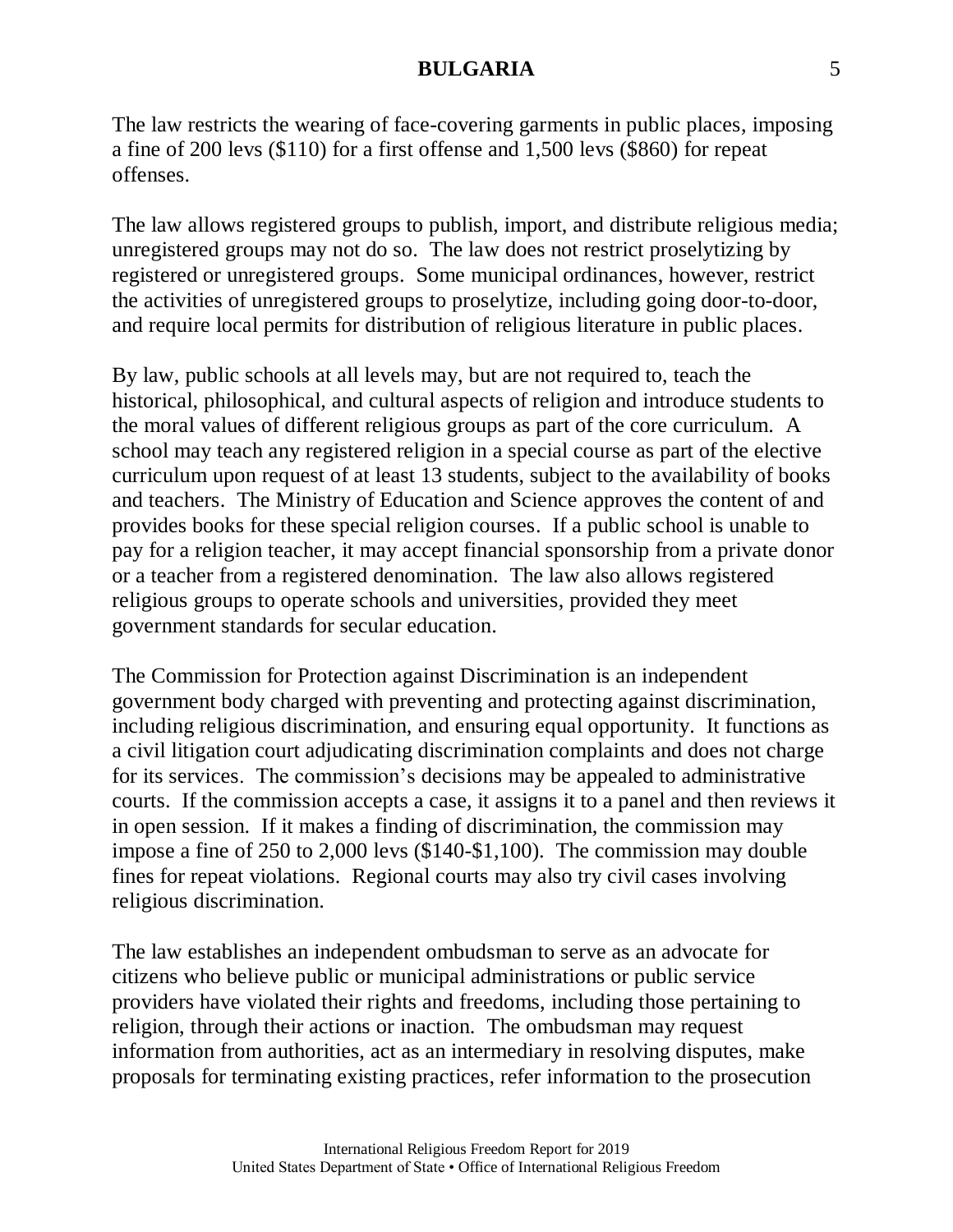The law restricts the wearing of face-covering garments in public places, imposing a fine of 200 levs ($110) for a first offense and 1,500 levs ($860) for repeat offenses.

The law allows registered groups to publish, import, and distribute religious media; unregistered groups may not do so. The law does not restrict proselytizing by registered or unregistered groups. Some municipal ordinances, however, restrict the activities of unregistered groups to proselytize, including going door-to-door, and require local permits for distribution of religious literature in public places.

By law, public schools at all levels may, but are not required to, teach the historical, philosophical, and cultural aspects of religion and introduce students to the moral values of different religious groups as part of the core curriculum. A school may teach any registered religion in a special course as part of the elective curriculum upon request of at least 13 students, subject to the availability of books and teachers. The Ministry of Education and Science approves the content of and provides books for these special religion courses. If a public school is unable to pay for a religion teacher, it may accept financial sponsorship from a private donor or a teacher from a registered denomination. The law also allows registered religious groups to operate schools and universities, provided they meet government standards for secular education.

The Commission for Protection against Discrimination is an independent government body charged with preventing and protecting against discrimination, including religious discrimination, and ensuring equal opportunity. It functions as a civil litigation court adjudicating discrimination complaints and does not charge for its services. The commission's decisions may be appealed to administrative courts. If the commission accepts a case, it assigns it to a panel and then reviews it in open session. If it makes a finding of discrimination, the commission may impose a fine of 250 to 2,000 levs ($140-$1,100). The commission may double fines for repeat violations. Regional courts may also try civil cases involving religious discrimination.

The law establishes an independent ombudsman to serve as an advocate for citizens who believe public or municipal administrations or public service providers have violated their rights and freedoms, including those pertaining to religion, through their actions or inaction. The ombudsman may request information from authorities, act as an intermediary in resolving disputes, make proposals for terminating existing practices, refer information to the prosecution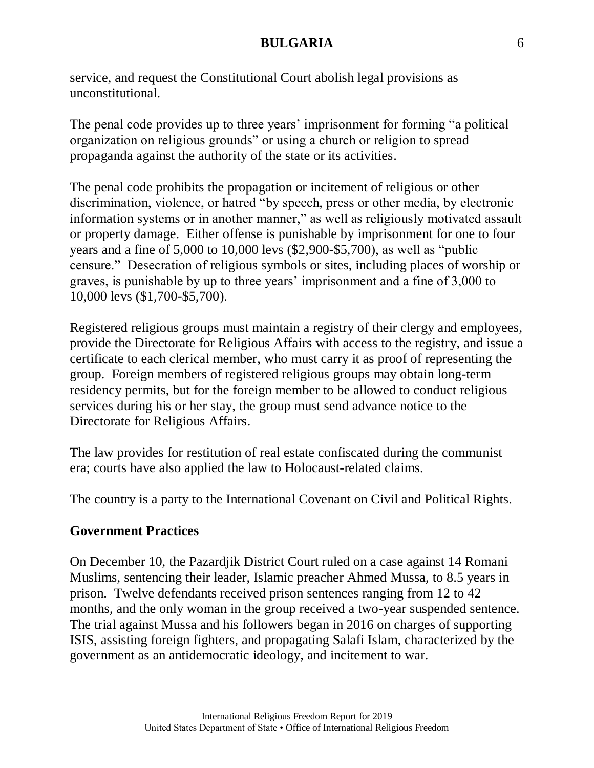service, and request the Constitutional Court abolish legal provisions as unconstitutional.

The penal code provides up to three years' imprisonment for forming "a political organization on religious grounds" or using a church or religion to spread propaganda against the authority of the state or its activities.

The penal code prohibits the propagation or incitement of religious or other discrimination, violence, or hatred "by speech, press or other media, by electronic information systems or in another manner," as well as religiously motivated assault or property damage. Either offense is punishable by imprisonment for one to four years and a fine of 5,000 to 10,000 levs ($2,900-$5,700), as well as "public censure." Desecration of religious symbols or sites, including places of worship or graves, is punishable by up to three years' imprisonment and a fine of 3,000 to 10,000 levs ($1,700-$5,700).

Registered religious groups must maintain a registry of their clergy and employees, provide the Directorate for Religious Affairs with access to the registry, and issue a certificate to each clerical member, who must carry it as proof of representing the group. Foreign members of registered religious groups may obtain long-term residency permits, but for the foreign member to be allowed to conduct religious services during his or her stay, the group must send advance notice to the Directorate for Religious Affairs.

The law provides for restitution of real estate confiscated during the communist era; courts have also applied the law to Holocaust-related claims.

The country is a party to the International Covenant on Civil and Political Rights.

## Government Practices

On December 10, the Pazardjik District Court ruled on a case against 14 Romani Muslims, sentencing their leader, Islamic preacher Ahmed Mussa, to 8.5 years in prison. Twelve defendants received prison sentences ranging from 12 to 42 months, and the only woman in the group received a two-year suspended sentence. The trial against Mussa and his followers began in 2016 on charges of supporting ISIS, assisting foreign fighters, and propagating Salafi Islam, characterized by the government as an antidemocratic ideology, and incitement to war.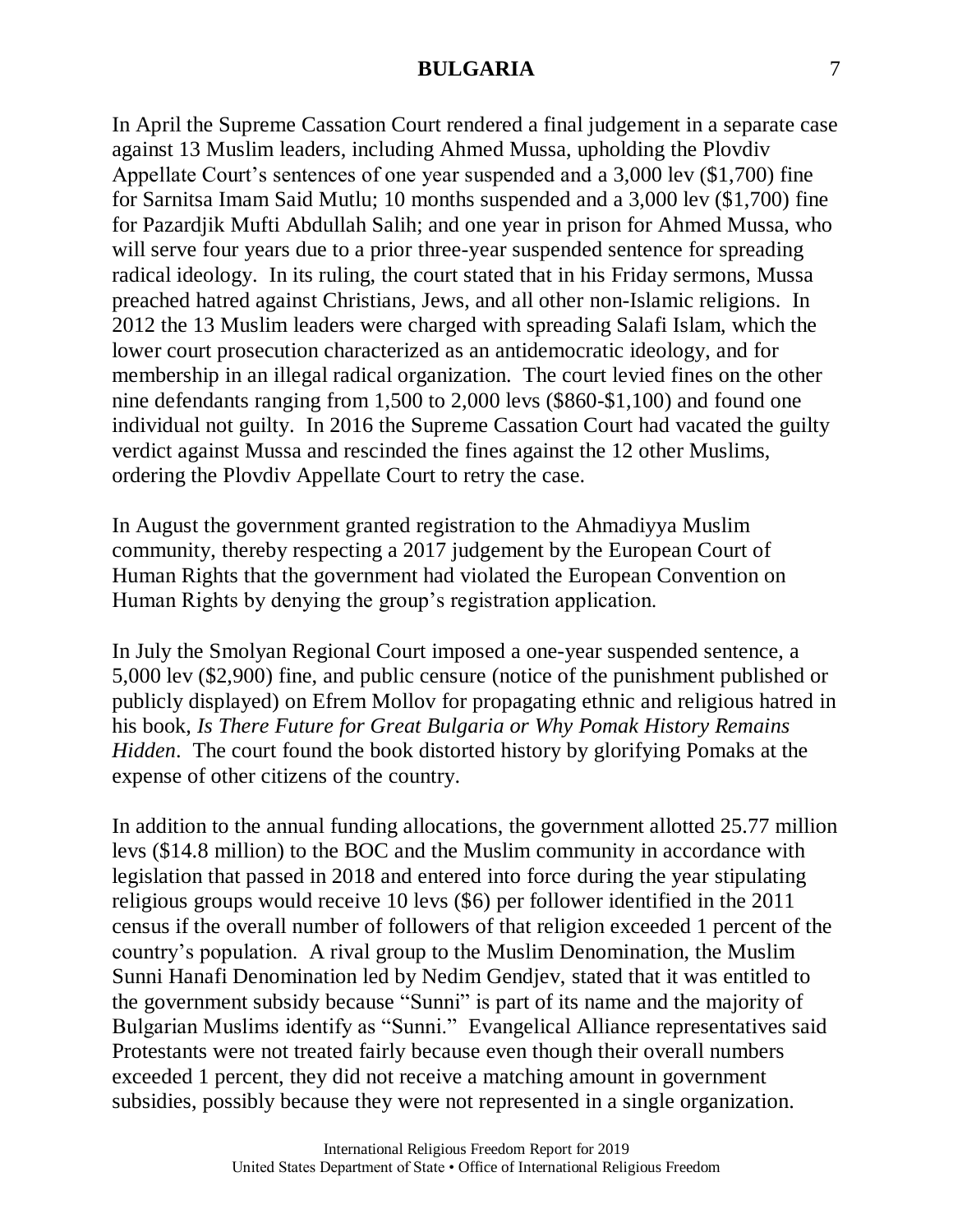In April the Supreme Cassation Court rendered a final judgement in a separate case against 13 Muslim leaders, including Ahmed Mussa, upholding the Plovdiv Appellate Court's sentences of one year suspended and a 3,000 lev ($1,700) fine for Sarnitsa Imam Said Mutlu; 10 months suspended and a 3,000 lev ($1,700) fine for Pazardjik Mufti Abdullah Salih; and one year in prison for Ahmed Mussa, who will serve four years due to a prior three-year suspended sentence for spreading radical ideology. In its ruling, the court stated that in his Friday sermons, Mussa preached hatred against Christians, Jews, and all other non-Islamic religions. In 2012 the 13 Muslim leaders were charged with spreading Salafi Islam, which the lower court prosecution characterized as an antidemocratic ideology, and for membership in an illegal radical organization. The court levied fines on the other nine defendants ranging from 1,500 to 2,000 levs ($860-$1,100) and found one individual not guilty. In 2016 the Supreme Cassation Court had vacated the guilty verdict against Mussa and rescinded the fines against the 12 other Muslims, ordering the Plovdiv Appellate Court to retry the case.

In August the government granted registration to the Ahmadiyya Muslim community, thereby respecting a 2017 judgement by the European Court of Human Rights that the government had violated the European Convention on Human Rights by denying the group's registration application.

In July the Smolyan Regional Court imposed a one-year suspended sentence, a 5,000 lev ($2,900) fine, and public censure (notice of the punishment published or publicly displayed) on Efrem Mollov for propagating ethnic and religious hatred in his book, *Is There Future for Great Bulgaria or Why Pomak History Remains Hidden*. The court found the book distorted history by glorifying Pomaks at the expense of other citizens of the country.

In addition to the annual funding allocations, the government allotted 25.77 million levs ($14.8 million) to the BOC and the Muslim community in accordance with legislation that passed in 2018 and entered into force during the year stipulating religious groups would receive 10 levs ($6) per follower identified in the 2011 census if the overall number of followers of that religion exceeded 1 percent of the country's population. A rival group to the Muslim Denomination, the Muslim Sunni Hanafi Denomination led by Nedim Gendjev, stated that it was entitled to the government subsidy because "Sunni" is part of its name and the majority of Bulgarian Muslims identify as "Sunni." Evangelical Alliance representatives said Protestants were not treated fairly because even though their overall numbers exceeded 1 percent, they did not receive a matching amount in government subsidies, possibly because they were not represented in a single organization.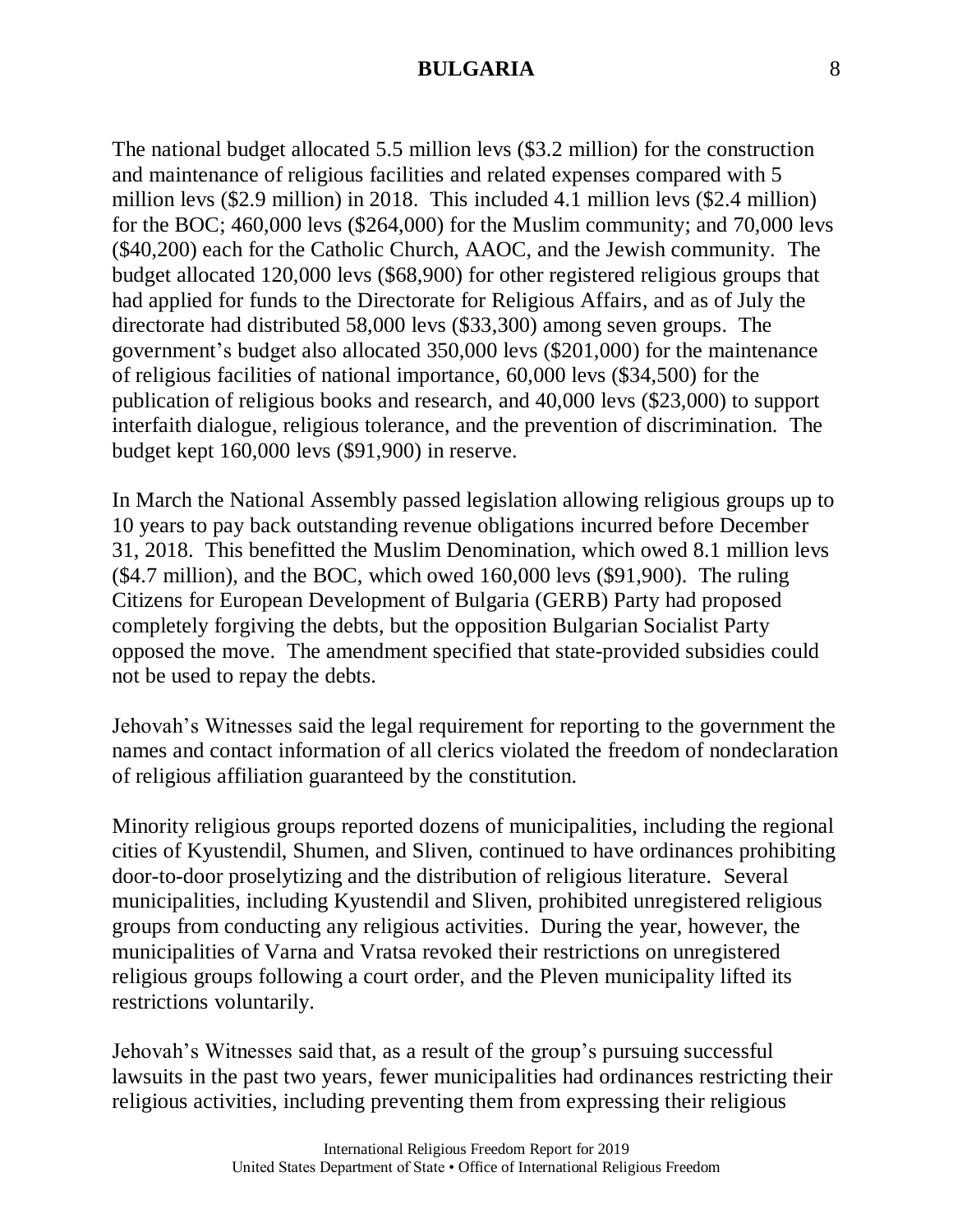The national budget allocated 5.5 million levs ($3.2 million) for the construction and maintenance of religious facilities and related expenses compared with 5 million levs ($2.9 million) in 2018. This included 4.1 million levs ($2.4 million) for the BOC; 460,000 levs ($264,000) for the Muslim community; and 70,000 levs ($40,200) each for the Catholic Church, AAOC, and the Jewish community. The budget allocated 120,000 levs ($68,900) for other registered religious groups that had applied for funds to the Directorate for Religious Affairs, and as of July the directorate had distributed 58,000 levs ($33,300) among seven groups. The government's budget also allocated 350,000 levs ($201,000) for the maintenance of religious facilities of national importance, 60,000 levs ($34,500) for the publication of religious books and research, and 40,000 levs ($23,000) to support interfaith dialogue, religious tolerance, and the prevention of discrimination. The budget kept 160,000 levs ($91,900) in reserve.

In March the National Assembly passed legislation allowing religious groups up to 10 years to pay back outstanding revenue obligations incurred before December 31, 2018. This benefitted the Muslim Denomination, which owed 8.1 million levs ($4.7 million), and the BOC, which owed 160,000 levs ($91,900). The ruling Citizens for European Development of Bulgaria (GERB) Party had proposed completely forgiving the debts, but the opposition Bulgarian Socialist Party opposed the move. The amendment specified that state-provided subsidies could not be used to repay the debts.

Jehovah's Witnesses said the legal requirement for reporting to the government the names and contact information of all clerics violated the freedom of nondeclaration of religious affiliation guaranteed by the constitution.

Minority religious groups reported dozens of municipalities, including the regional cities of Kyustendil, Shumen, and Sliven, continued to have ordinances prohibiting door-to-door proselytizing and the distribution of religious literature. Several municipalities, including Kyustendil and Sliven, prohibited unregistered religious groups from conducting any religious activities. During the year, however, the municipalities of Varna and Vratsa revoked their restrictions on unregistered religious groups following a court order, and the Pleven municipality lifted its restrictions voluntarily.

Jehovah's Witnesses said that, as a result of the group's pursuing successful lawsuits in the past two years, fewer municipalities had ordinances restricting their religious activities, including preventing them from expressing their religious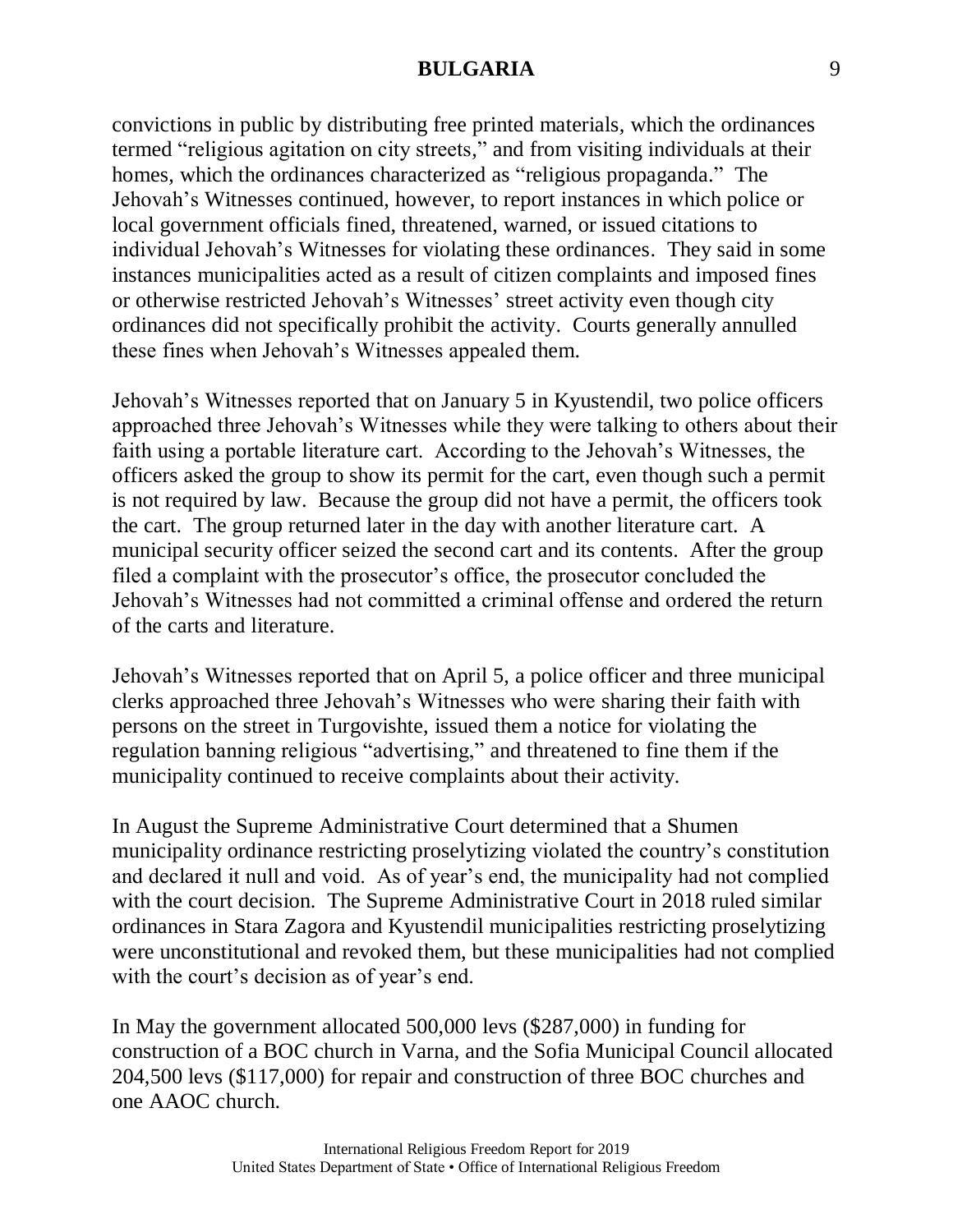convictions in public by distributing free printed materials, which the ordinances termed "religious agitation on city streets," and from visiting individuals at their homes, which the ordinances characterized as "religious propaganda." The Jehovah's Witnesses continued, however, to report instances in which police or local government officials fined, threatened, warned, or issued citations to individual Jehovah's Witnesses for violating these ordinances. They said in some instances municipalities acted as a result of citizen complaints and imposed fines or otherwise restricted Jehovah's Witnesses' street activity even though city ordinances did not specifically prohibit the activity. Courts generally annulled these fines when Jehovah's Witnesses appealed them.

Jehovah's Witnesses reported that on January 5 in Kyustendil, two police officers approached three Jehovah's Witnesses while they were talking to others about their faith using a portable literature cart. According to the Jehovah's Witnesses, the officers asked the group to show its permit for the cart, even though such a permit is not required by law. Because the group did not have a permit, the officers took the cart. The group returned later in the day with another literature cart. A municipal security officer seized the second cart and its contents. After the group filed a complaint with the prosecutor's office, the prosecutor concluded the Jehovah's Witnesses had not committed a criminal offense and ordered the return of the carts and literature.

Jehovah's Witnesses reported that on April 5, a police officer and three municipal clerks approached three Jehovah's Witnesses who were sharing their faith with persons on the street in Turgovishte, issued them a notice for violating the regulation banning religious "advertising," and threatened to fine them if the municipality continued to receive complaints about their activity.

In August the Supreme Administrative Court determined that a Shumen municipality ordinance restricting proselytizing violated the country's constitution and declared it null and void. As of year's end, the municipality had not complied with the court decision. The Supreme Administrative Court in 2018 ruled similar ordinances in Stara Zagora and Kyustendil municipalities restricting proselytizing were unconstitutional and revoked them, but these municipalities had not complied with the court's decision as of year's end.

In May the government allocated 500,000 levs ($287,000) in funding for construction of a BOC church in Varna, and the Sofia Municipal Council allocated 204,500 levs ($117,000) for repair and construction of three BOC churches and one AAOC church.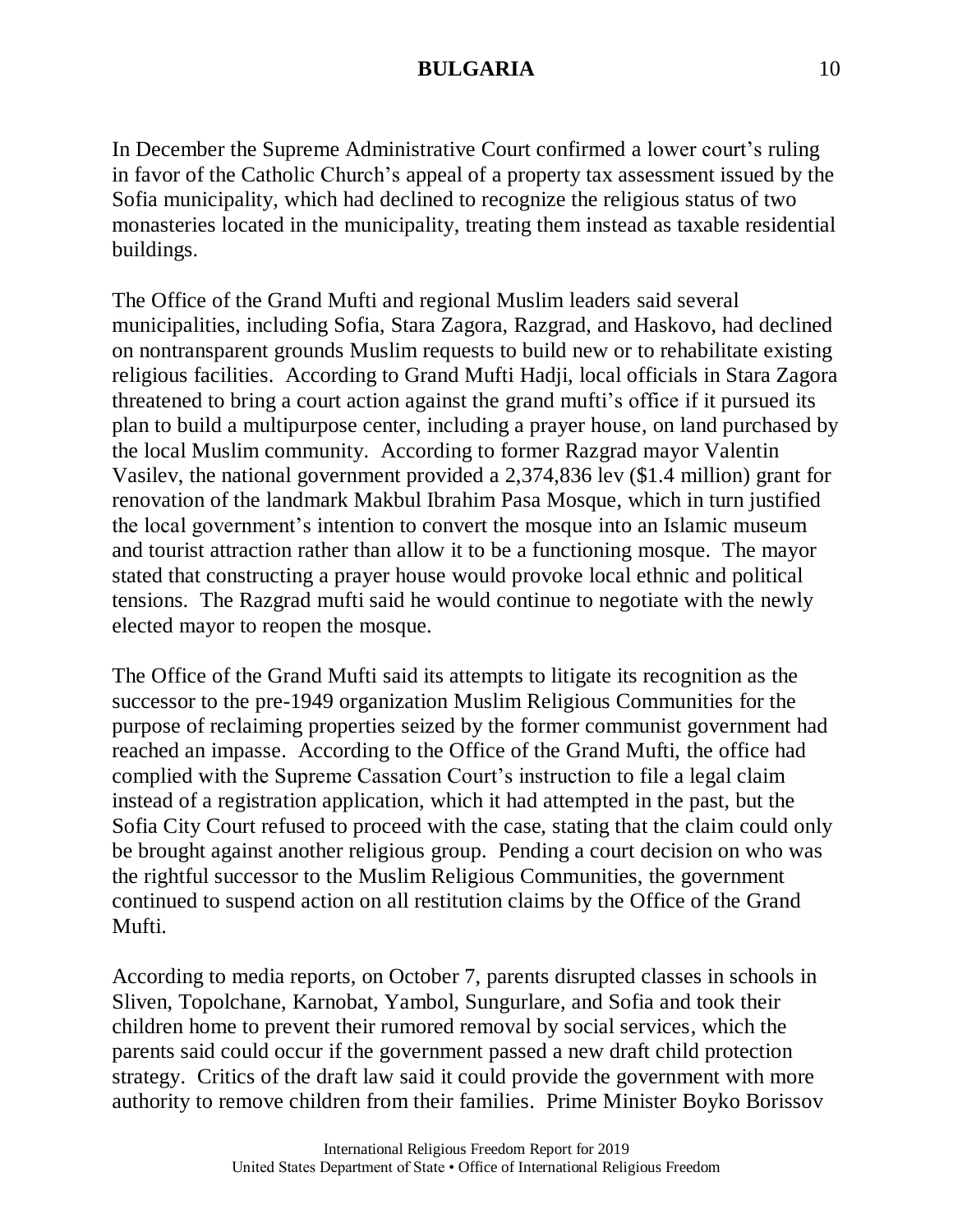In December the Supreme Administrative Court confirmed a lower court's ruling in favor of the Catholic Church's appeal of a property tax assessment issued by the Sofia municipality, which had declined to recognize the religious status of two monasteries located in the municipality, treating them instead as taxable residential buildings.

The Office of the Grand Mufti and regional Muslim leaders said several municipalities, including Sofia, Stara Zagora, Razgrad, and Haskovo, had declined on nontransparent grounds Muslim requests to build new or to rehabilitate existing religious facilities. According to Grand Mufti Hadji, local officials in Stara Zagora threatened to bring a court action against the grand mufti's office if it pursued its plan to build a multipurpose center, including a prayer house, on land purchased by the local Muslim community. According to former Razgrad mayor Valentin Vasilev, the national government provided a 2,374,836 lev ($1.4 million) grant for renovation of the landmark Makbul Ibrahim Pasa Mosque, which in turn justified the local government's intention to convert the mosque into an Islamic museum and tourist attraction rather than allow it to be a functioning mosque. The mayor stated that constructing a prayer house would provoke local ethnic and political tensions. The Razgrad mufti said he would continue to negotiate with the newly elected mayor to reopen the mosque.

The Office of the Grand Mufti said its attempts to litigate its recognition as the successor to the pre-1949 organization Muslim Religious Communities for the purpose of reclaiming properties seized by the former communist government had reached an impasse. According to the Office of the Grand Mufti, the office had complied with the Supreme Cassation Court's instruction to file a legal claim instead of a registration application, which it had attempted in the past, but the Sofia City Court refused to proceed with the case, stating that the claim could only be brought against another religious group. Pending a court decision on who was the rightful successor to the Muslim Religious Communities, the government continued to suspend action on all restitution claims by the Office of the Grand Mufti.

According to media reports, on October 7, parents disrupted classes in schools in Sliven, Topolchane, Karnobat, Yambol, Sungurlare, and Sofia and took their children home to prevent their rumored removal by social services, which the parents said could occur if the government passed a new draft child protection strategy. Critics of the draft law said it could provide the government with more authority to remove children from their families. Prime Minister Boyko Borissov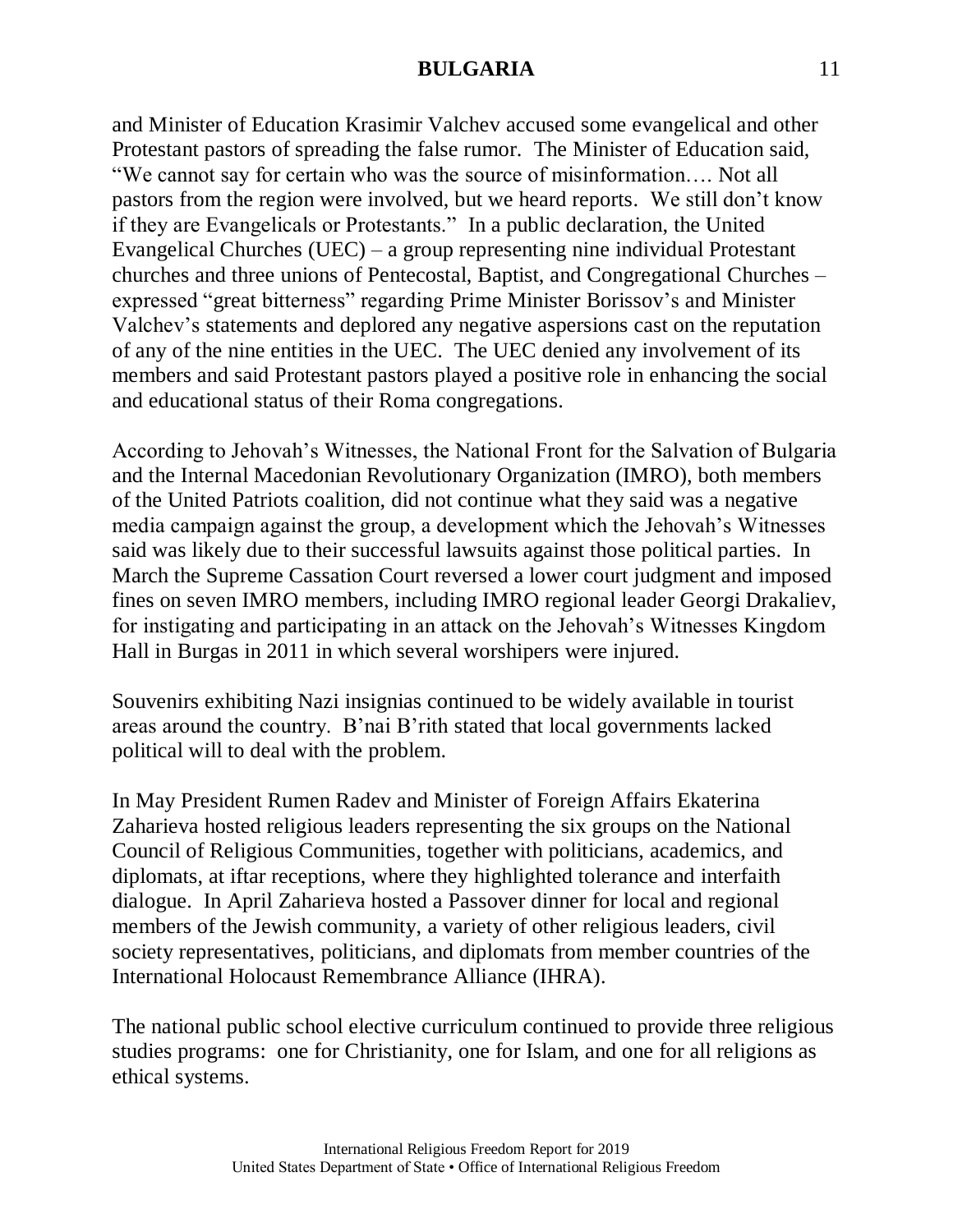and Minister of Education Krasimir Valchev accused some evangelical and other Protestant pastors of spreading the false rumor. The Minister of Education said, "We cannot say for certain who was the source of misinformation…. Not all pastors from the region were involved, but we heard reports. We still don't know if they are Evangelicals or Protestants." In a public declaration, the United Evangelical Churches (UEC) – a group representing nine individual Protestant churches and three unions of Pentecostal, Baptist, and Congregational Churches – expressed "great bitterness" regarding Prime Minister Borissov's and Minister Valchev's statements and deplored any negative aspersions cast on the reputation of any of the nine entities in the UEC. The UEC denied any involvement of its members and said Protestant pastors played a positive role in enhancing the social and educational status of their Roma congregations.

According to Jehovah's Witnesses, the National Front for the Salvation of Bulgaria and the Internal Macedonian Revolutionary Organization (IMRO), both members of the United Patriots coalition, did not continue what they said was a negative media campaign against the group, a development which the Jehovah's Witnesses said was likely due to their successful lawsuits against those political parties. In March the Supreme Cassation Court reversed a lower court judgment and imposed fines on seven IMRO members, including IMRO regional leader Georgi Drakaliev, for instigating and participating in an attack on the Jehovah's Witnesses Kingdom Hall in Burgas in 2011 in which several worshipers were injured.

Souvenirs exhibiting Nazi insignias continued to be widely available in tourist areas around the country. B'nai B'rith stated that local governments lacked political will to deal with the problem.

In May President Rumen Radev and Minister of Foreign Affairs Ekaterina Zaharieva hosted religious leaders representing the six groups on the National Council of Religious Communities, together with politicians, academics, and diplomats, at iftar receptions, where they highlighted tolerance and interfaith dialogue. In April Zaharieva hosted a Passover dinner for local and regional members of the Jewish community, a variety of other religious leaders, civil society representatives, politicians, and diplomats from member countries of the International Holocaust Remembrance Alliance (IHRA).

The national public school elective curriculum continued to provide three religious studies programs: one for Christianity, one for Islam, and one for all religions as ethical systems.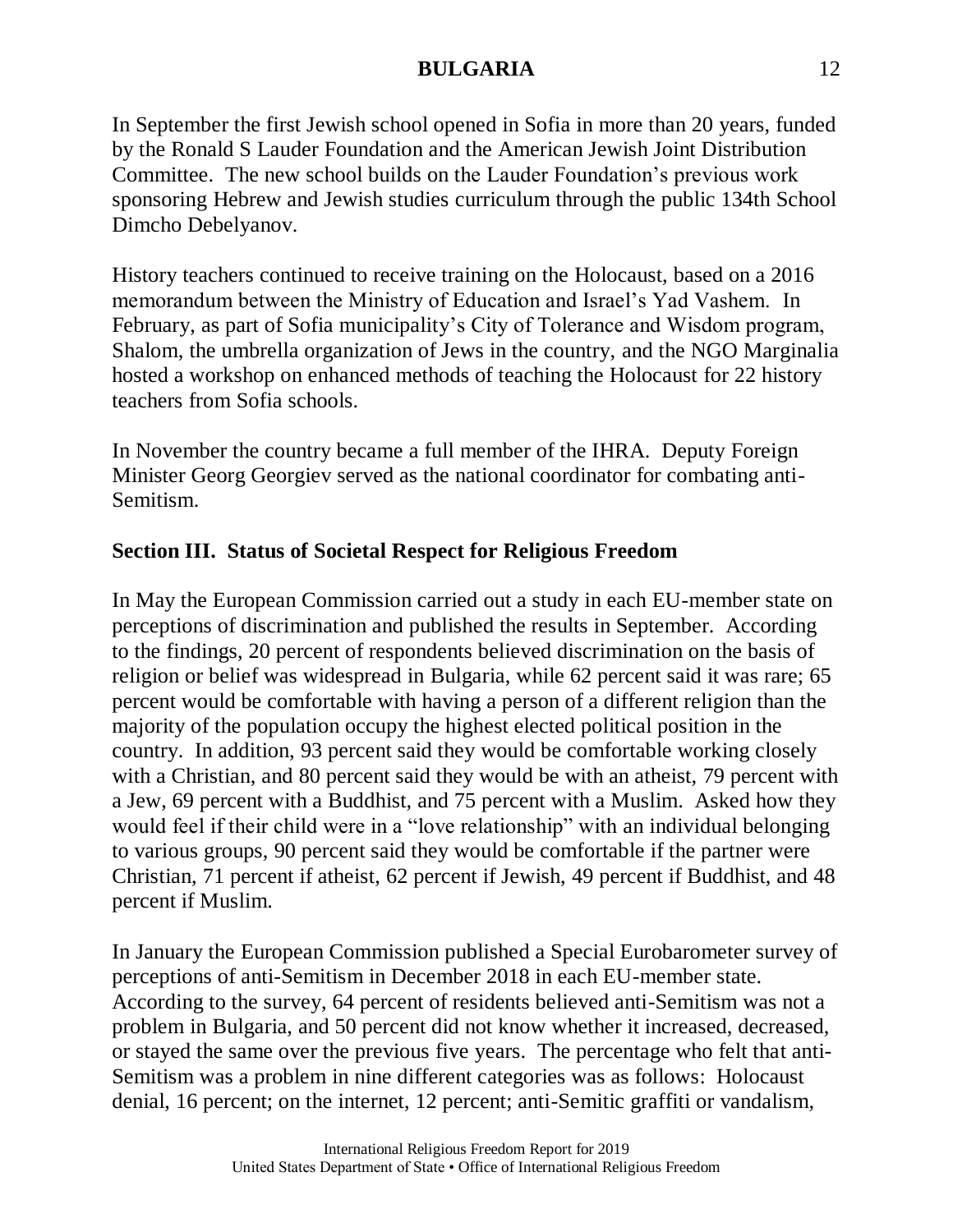In September the first Jewish school opened in Sofia in more than 20 years, funded by the Ronald S Lauder Foundation and the American Jewish Joint Distribution Committee. The new school builds on the Lauder Foundation's previous work sponsoring Hebrew and Jewish studies curriculum through the public 134th School Dimcho Debelyanov.

History teachers continued to receive training on the Holocaust, based on a 2016 memorandum between the Ministry of Education and Israel's Yad Vashem. In February, as part of Sofia municipality's City of Tolerance and Wisdom program, Shalom, the umbrella organization of Jews in the country, and the NGO Marginalia hosted a workshop on enhanced methods of teaching the Holocaust for 22 history teachers from Sofia schools.

In November the country became a full member of the IHRA. Deputy Foreign Minister Georg Georgiev served as the national coordinator for combating anti-Semitism.

## Section III. Status of Societal Respect for Religious Freedom

In May the European Commission carried out a study in each EU-member state on perceptions of discrimination and published the results in September. According to the findings, 20 percent of respondents believed discrimination on the basis of religion or belief was widespread in Bulgaria, while 62 percent said it was rare; 65 percent would be comfortable with having a person of a different religion than the majority of the population occupy the highest elected political position in the country. In addition, 93 percent said they would be comfortable working closely with a Christian, and 80 percent said they would be with an atheist, 79 percent with a Jew, 69 percent with a Buddhist, and 75 percent with a Muslim. Asked how they would feel if their child were in a "love relationship" with an individual belonging to various groups, 90 percent said they would be comfortable if the partner were Christian, 71 percent if atheist, 62 percent if Jewish, 49 percent if Buddhist, and 48 percent if Muslim.

In January the European Commission published a Special Eurobarometer survey of perceptions of anti-Semitism in December 2018 in each EU-member state. According to the survey, 64 percent of residents believed anti-Semitism was not a problem in Bulgaria, and 50 percent did not know whether it increased, decreased, or stayed the same over the previous five years. The percentage who felt that anti-Semitism was a problem in nine different categories was as follows: Holocaust denial, 16 percent; on the internet, 12 percent; anti-Semitic graffiti or vandalism,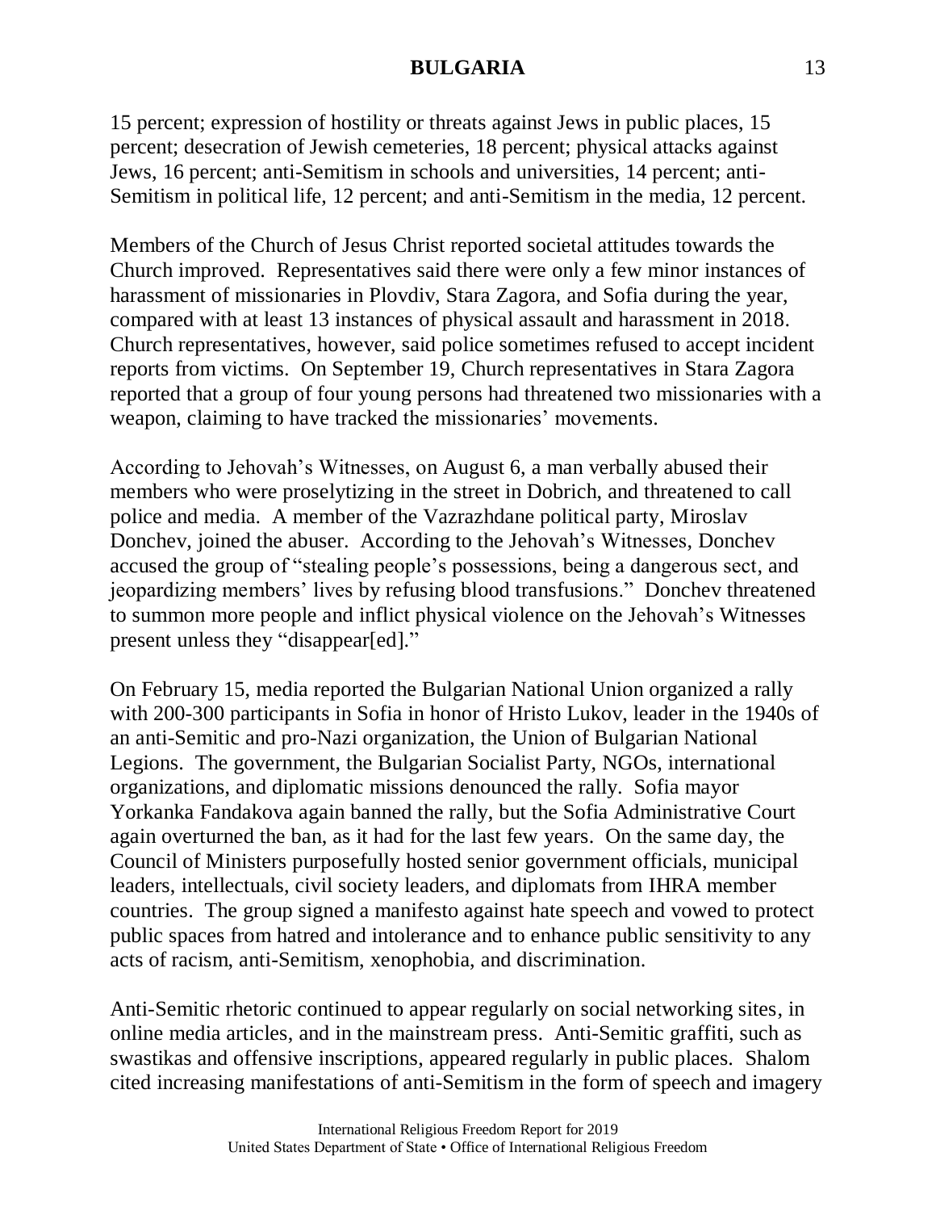15 percent; expression of hostility or threats against Jews in public places, 15 percent; desecration of Jewish cemeteries, 18 percent; physical attacks against Jews, 16 percent; anti-Semitism in schools and universities, 14 percent; anti-Semitism in political life, 12 percent; and anti-Semitism in the media, 12 percent.

Members of the Church of Jesus Christ reported societal attitudes towards the Church improved. Representatives said there were only a few minor instances of harassment of missionaries in Plovdiv, Stara Zagora, and Sofia during the year, compared with at least 13 instances of physical assault and harassment in 2018. Church representatives, however, said police sometimes refused to accept incident reports from victims. On September 19, Church representatives in Stara Zagora reported that a group of four young persons had threatened two missionaries with a weapon, claiming to have tracked the missionaries' movements.

According to Jehovah's Witnesses, on August 6, a man verbally abused their members who were proselytizing in the street in Dobrich, and threatened to call police and media. A member of the Vazrazhdane political party, Miroslav Donchev, joined the abuser. According to the Jehovah's Witnesses, Donchev accused the group of "stealing people's possessions, being a dangerous sect, and jeopardizing members' lives by refusing blood transfusions." Donchev threatened to summon more people and inflict physical violence on the Jehovah's Witnesses present unless they "disappear[ed]."

On February 15, media reported the Bulgarian National Union organized a rally with 200-300 participants in Sofia in honor of Hristo Lukov, leader in the 1940s of an anti-Semitic and pro-Nazi organization, the Union of Bulgarian National Legions. The government, the Bulgarian Socialist Party, NGOs, international organizations, and diplomatic missions denounced the rally. Sofia mayor Yorkanka Fandakova again banned the rally, but the Sofia Administrative Court again overturned the ban, as it had for the last few years. On the same day, the Council of Ministers purposefully hosted senior government officials, municipal leaders, intellectuals, civil society leaders, and diplomats from IHRA member countries. The group signed a manifesto against hate speech and vowed to protect public spaces from hatred and intolerance and to enhance public sensitivity to any acts of racism, anti-Semitism, xenophobia, and discrimination.

Anti-Semitic rhetoric continued to appear regularly on social networking sites, in online media articles, and in the mainstream press. Anti-Semitic graffiti, such as swastikas and offensive inscriptions, appeared regularly in public places. Shalom cited increasing manifestations of anti-Semitism in the form of speech and imagery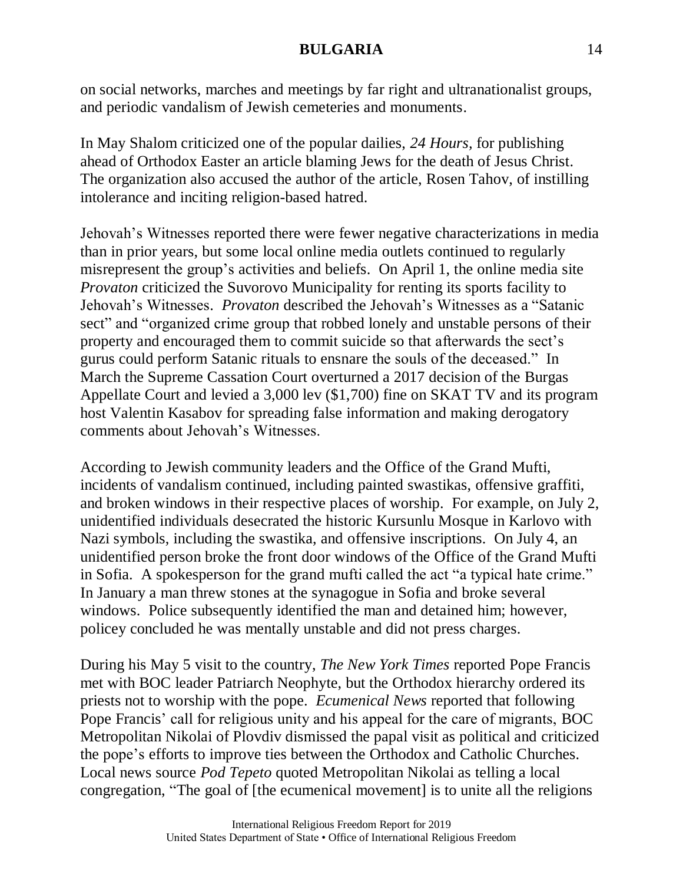on social networks, marches and meetings by far right and ultranationalist groups, and periodic vandalism of Jewish cemeteries and monuments.

In May Shalom criticized one of the popular dailies, *24 Hours,* for publishing ahead of Orthodox Easter an article blaming Jews for the death of Jesus Christ. The organization also accused the author of the article, Rosen Tahov, of instilling intolerance and inciting religion-based hatred.

Jehovah's Witnesses reported there were fewer negative characterizations in media than in prior years, but some local online media outlets continued to regularly misrepresent the group's activities and beliefs. On April 1, the online media site *Provaton* criticized the Suvorovo Municipality for renting its sports facility to Jehovah's Witnesses. *Provaton* described the Jehovah's Witnesses as a "Satanic sect" and "organized crime group that robbed lonely and unstable persons of their property and encouraged them to commit suicide so that afterwards the sect's gurus could perform Satanic rituals to ensnare the souls of the deceased." In March the Supreme Cassation Court overturned a 2017 decision of the Burgas Appellate Court and levied a 3,000 lev ($1,700) fine on SKAT TV and its program host Valentin Kasabov for spreading false information and making derogatory comments about Jehovah's Witnesses.

According to Jewish community leaders and the Office of the Grand Mufti, incidents of vandalism continued, including painted swastikas, offensive graffiti, and broken windows in their respective places of worship. For example, on July 2, unidentified individuals desecrated the historic Kursunlu Mosque in Karlovo with Nazi symbols, including the swastika, and offensive inscriptions. On July 4, an unidentified person broke the front door windows of the Office of the Grand Mufti in Sofia. A spokesperson for the grand mufti called the act "a typical hate crime." In January a man threw stones at the synagogue in Sofia and broke several windows. Police subsequently identified the man and detained him; however, policey concluded he was mentally unstable and did not press charges.

During his May 5 visit to the country, *The New York Times* reported Pope Francis met with BOC leader Patriarch Neophyte, but the Orthodox hierarchy ordered its priests not to worship with the pope. *Ecumenical News* reported that following Pope Francis' call for religious unity and his appeal for the care of migrants, BOC Metropolitan Nikolai of Plovdiv dismissed the papal visit as political and criticized the pope's efforts to improve ties between the Orthodox and Catholic Churches. Local news source *Pod Tepeto* quoted Metropolitan Nikolai as telling a local congregation, "The goal of [the ecumenical movement] is to unite all the religions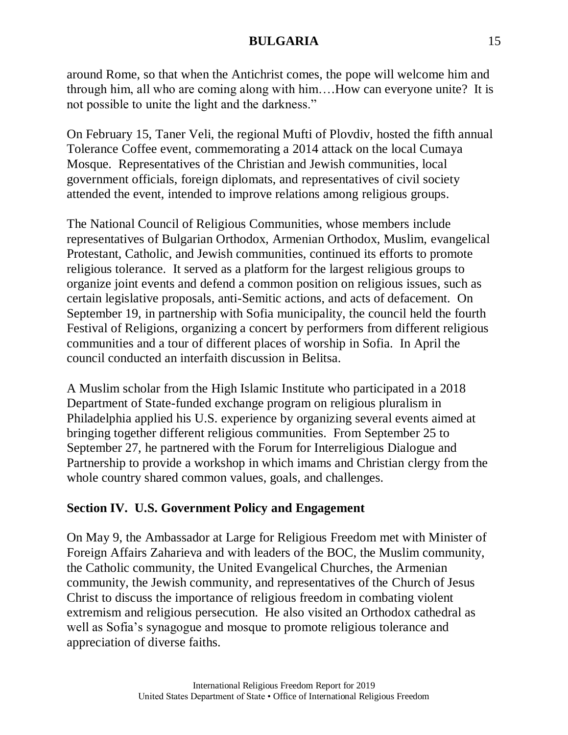around Rome, so that when the Antichrist comes, the pope will welcome him and through him, all who are coming along with him….How can everyone unite? It is not possible to unite the light and the darkness."

On February 15, Taner Veli, the regional Mufti of Plovdiv, hosted the fifth annual Tolerance Coffee event, commemorating a 2014 attack on the local Cumaya Mosque. Representatives of the Christian and Jewish communities, local government officials, foreign diplomats, and representatives of civil society attended the event, intended to improve relations among religious groups.

The National Council of Religious Communities, whose members include representatives of Bulgarian Orthodox, Armenian Orthodox, Muslim, evangelical Protestant, Catholic, and Jewish communities, continued its efforts to promote religious tolerance. It served as a platform for the largest religious groups to organize joint events and defend a common position on religious issues, such as certain legislative proposals, anti-Semitic actions, and acts of defacement. On September 19, in partnership with Sofia municipality, the council held the fourth Festival of Religions, organizing a concert by performers from different religious communities and a tour of different places of worship in Sofia. In April the council conducted an interfaith discussion in Belitsa.

A Muslim scholar from the High Islamic Institute who participated in a 2018 Department of State-funded exchange program on religious pluralism in Philadelphia applied his U.S. experience by organizing several events aimed at bringing together different religious communities. From September 25 to September 27, he partnered with the Forum for Interreligious Dialogue and Partnership to provide a workshop in which imams and Christian clergy from the whole country shared common values, goals, and challenges.

## Section IV. U.S. Government Policy and Engagement

On May 9, the Ambassador at Large for Religious Freedom met with Minister of Foreign Affairs Zaharieva and with leaders of the BOC, the Muslim community, the Catholic community, the United Evangelical Churches, the Armenian community, the Jewish community, and representatives of the Church of Jesus Christ to discuss the importance of religious freedom in combating violent extremism and religious persecution. He also visited an Orthodox cathedral as well as Sofia's synagogue and mosque to promote religious tolerance and appreciation of diverse faiths.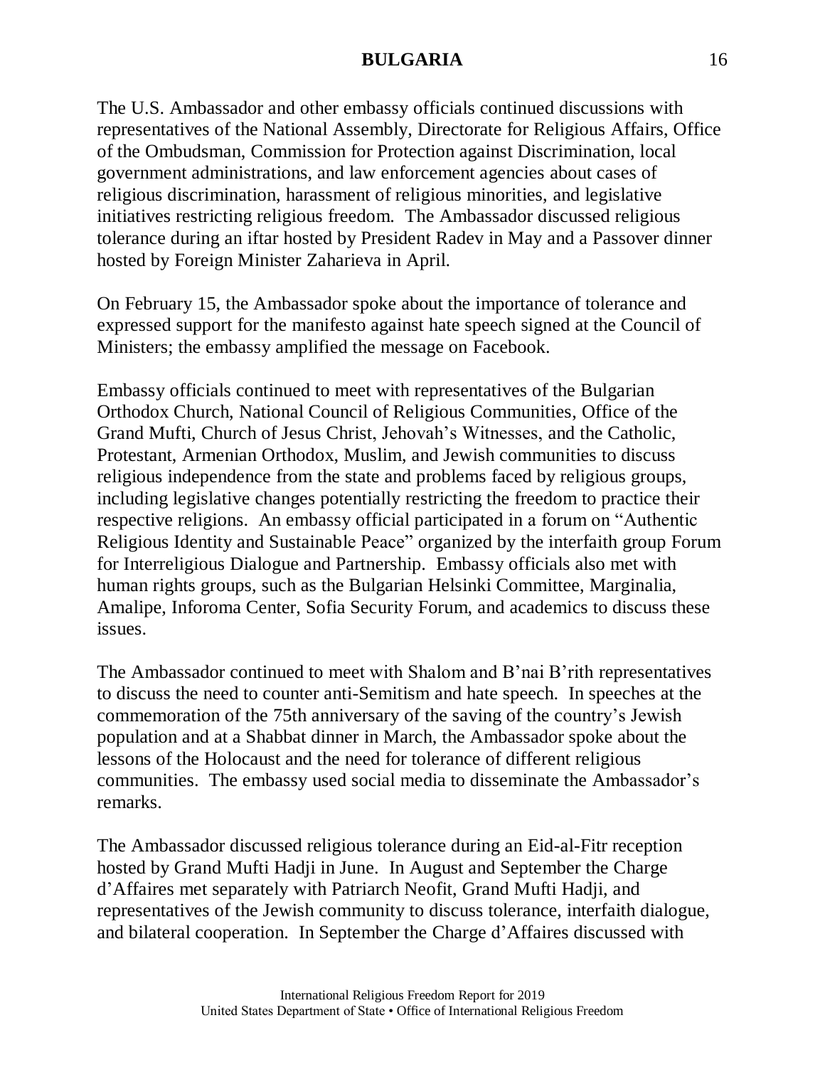The U.S. Ambassador and other embassy officials continued discussions with representatives of the National Assembly, Directorate for Religious Affairs, Office of the Ombudsman, Commission for Protection against Discrimination, local government administrations, and law enforcement agencies about cases of religious discrimination, harassment of religious minorities, and legislative initiatives restricting religious freedom. The Ambassador discussed religious tolerance during an iftar hosted by President Radev in May and a Passover dinner hosted by Foreign Minister Zaharieva in April.

On February 15, the Ambassador spoke about the importance of tolerance and expressed support for the manifesto against hate speech signed at the Council of Ministers; the embassy amplified the message on Facebook.

Embassy officials continued to meet with representatives of the Bulgarian Orthodox Church, National Council of Religious Communities, Office of the Grand Mufti, Church of Jesus Christ, Jehovah's Witnesses, and the Catholic, Protestant, Armenian Orthodox, Muslim, and Jewish communities to discuss religious independence from the state and problems faced by religious groups, including legislative changes potentially restricting the freedom to practice their respective religions. An embassy official participated in a forum on "Authentic Religious Identity and Sustainable Peace" organized by the interfaith group Forum for Interreligious Dialogue and Partnership. Embassy officials also met with human rights groups, such as the Bulgarian Helsinki Committee, Marginalia, Amalipe, Inforoma Center, Sofia Security Forum, and academics to discuss these issues.

The Ambassador continued to meet with Shalom and B'nai B'rith representatives to discuss the need to counter anti-Semitism and hate speech. In speeches at the commemoration of the 75th anniversary of the saving of the country's Jewish population and at a Shabbat dinner in March, the Ambassador spoke about the lessons of the Holocaust and the need for tolerance of different religious communities. The embassy used social media to disseminate the Ambassador's remarks.

The Ambassador discussed religious tolerance during an Eid-al-Fitr reception hosted by Grand Mufti Hadji in June. In August and September the Charge d'Affaires met separately with Patriarch Neofit, Grand Mufti Hadji, and representatives of the Jewish community to discuss tolerance, interfaith dialogue, and bilateral cooperation. In September the Charge d'Affaires discussed with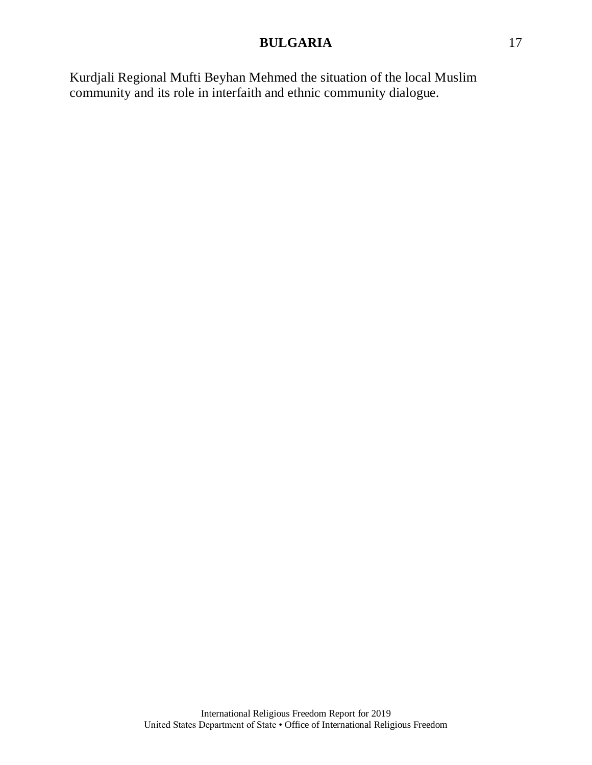Kurdjali Regional Mufti Beyhan Mehmed the situation of the local Muslim community and its role in interfaith and ethnic community dialogue.